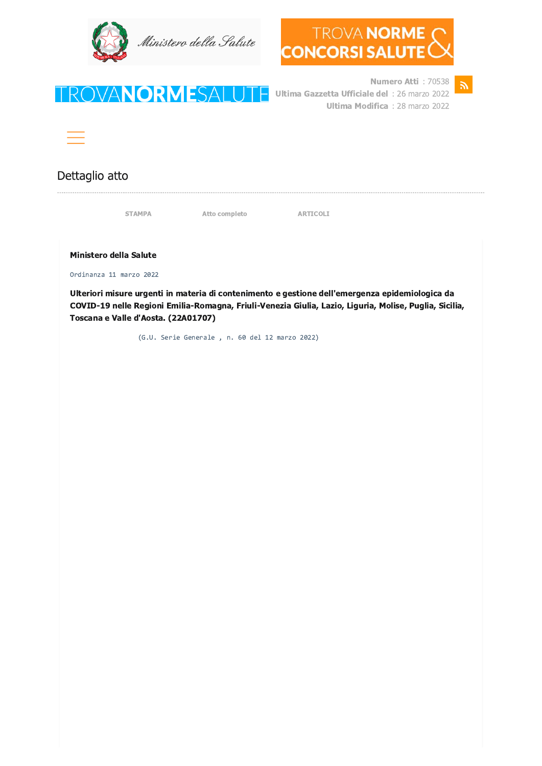**Numero Atti** : 70538
**Ultima Gazzetta Ufficiale del** : 26 marzo 2022
**Ultima Modifica** : 28 marzo 2022

# Dettaglio atto

STAMPA    Atto completo    ARTICOLI

**Ministero della Salute**

Ordinanza 11 marzo 2022

**Ulteriori misure urgenti in materia di contenimento e gestione dell'emergenza epidemiologica da COVID-19 nelle Regioni Emilia-Romagna, Friuli-Venezia Giulia, Lazio, Liguria, Molise, Puglia, Sicilia, Toscana e Valle d'Aosta. (22A01707)**

(G.U. Serie Generale , n. 60 del 12 marzo 2022)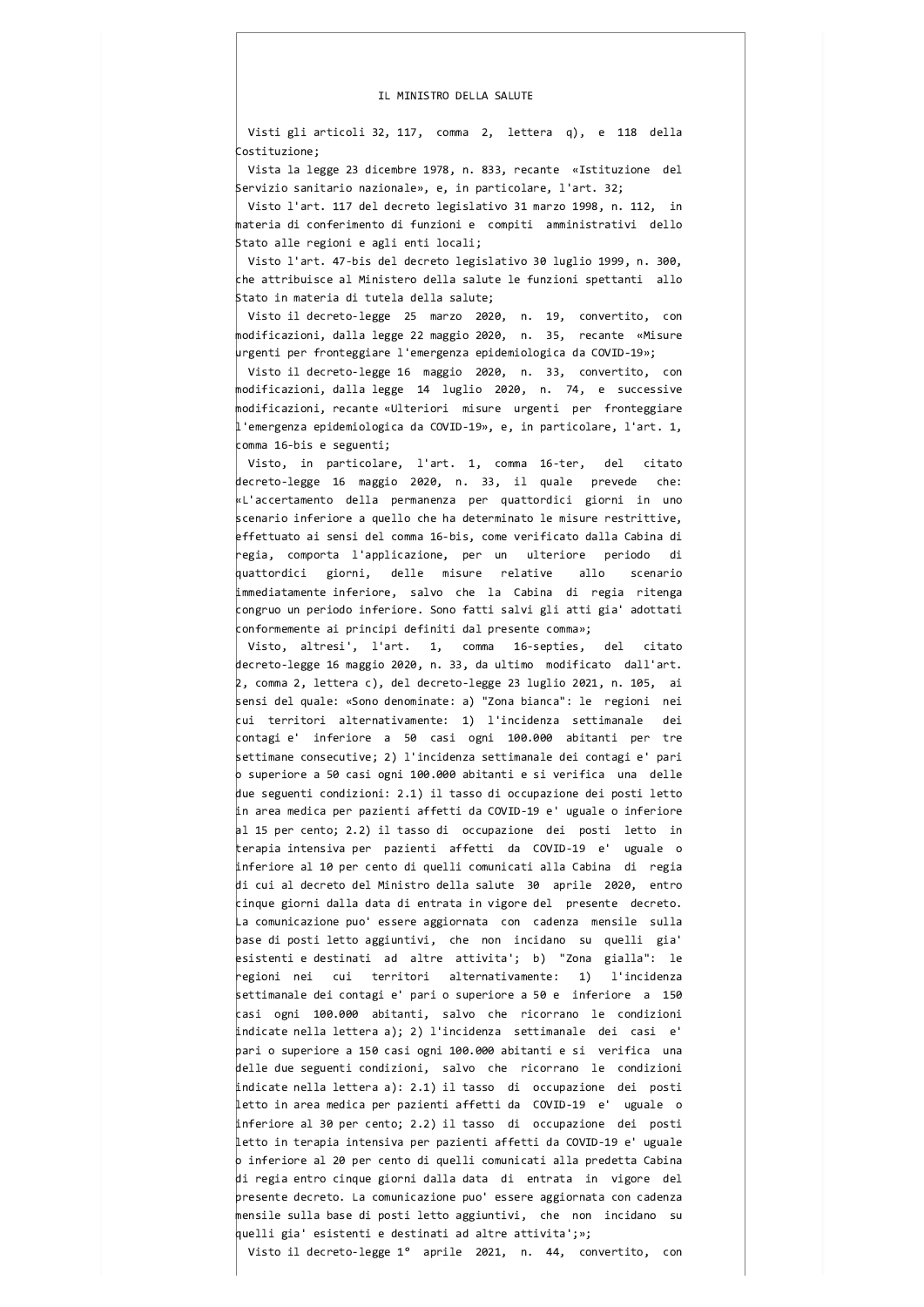IL MINISTRO DELLA SALUTE

Visti gli articoli 32, 117, comma 2, lettera q), e 118 della Costituzione;

Vista la legge 23 dicembre 1978, n. 833, recante «Istituzione del Servizio sanitario nazionale», e, in particolare, l'art. 32;

Visto l'art. 117 del decreto legislativo 31 marzo 1998, n. 112, in materia di conferimento di funzioni e compiti amministrativi dello Stato alle regioni e agli enti locali;

Visto l'art. 47-bis del decreto legislativo 30 luglio 1999, n. 300, che attribuisce al Ministero della salute le funzioni spettanti allo Stato in materia di tutela della salute;

Visto il decreto-legge 25 marzo 2020, n. 19, convertito, con modificazioni, dalla legge 22 maggio 2020, n. 35, recante «Misure urgenti per fronteggiare l'emergenza epidemiologica da COVID-19»;

Visto il decreto-legge 16 maggio 2020, n. 33, convertito, con modificazioni, dalla legge 14 luglio 2020, n. 74, e successive modificazioni, recante «Ulteriori misure urgenti per fronteggiare l'emergenza epidemiologica da COVID-19», e, in particolare, l'art. 1, comma 16-bis e seguenti;

Visto, in particolare, l'art. 1, comma 16-ter, del citato decreto-legge 16 maggio 2020, n. 33, il quale prevede che: «L'accertamento della permanenza per quattordici giorni in uno scenario inferiore a quello che ha determinato le misure restrittive, effettuato ai sensi del comma 16-bis, come verificato dalla Cabina di regia, comporta l'applicazione, per un ulteriore periodo di quattordici giorni, delle misure relative allo scenario immediatamente inferiore, salvo che la Cabina di regia ritenga congruo un periodo inferiore. Sono fatti salvi gli atti gia' adottati conformemente ai principi definiti dal presente comma»;

Visto, altresi', l'art. 1, comma 16-septies, del citato decreto-legge 16 maggio 2020, n. 33, da ultimo modificato dall'art. 2, comma 2, lettera c), del decreto-legge 23 luglio 2021, n. 105, ai sensi del quale: «Sono denominate: a) "Zona bianca": le regioni nei cui territori alternativamente: 1) l'incidenza settimanale dei contagi e' inferiore a 50 casi ogni 100.000 abitanti per tre settimane consecutive; 2) l'incidenza settimanale dei contagi e' pari o superiore a 50 casi ogni 100.000 abitanti e si verifica una delle due seguenti condizioni: 2.1) il tasso di occupazione dei posti letto in area medica per pazienti affetti da COVID-19 e' uguale o inferiore al 15 per cento; 2.2) il tasso di occupazione dei posti letto in terapia intensiva per pazienti affetti da COVID-19 e' uguale o inferiore al 10 per cento di quelli comunicati alla Cabina di regia di cui al decreto del Ministro della salute 30 aprile 2020, entro cinque giorni dalla data di entrata in vigore del presente decreto. La comunicazione puo' essere aggiornata con cadenza mensile sulla base di posti letto aggiuntivi, che non incidano su quelli gia' esistenti e destinati ad altre attivita'; b) "Zona gialla": le regioni nei cui territori alternativamente: 1) l'incidenza settimanale dei contagi e' pari o superiore a 50 e inferiore a 150 casi ogni 100.000 abitanti, salvo che ricorrano le condizioni indicate nella lettera a); 2) l'incidenza settimanale dei casi e' pari o superiore a 150 casi ogni 100.000 abitanti e si verifica una delle due seguenti condizioni, salvo che ricorrano le condizioni indicate nella lettera a): 2.1) il tasso di occupazione dei posti letto in area medica per pazienti affetti da COVID-19 e' uguale o inferiore al 30 per cento; 2.2) il tasso di occupazione dei posti letto in terapia intensiva per pazienti affetti da COVID-19 e' uguale o inferiore al 20 per cento di quelli comunicati alla predetta Cabina di regia entro cinque giorni dalla data di entrata in vigore del presente decreto. La comunicazione puo' essere aggiornata con cadenza mensile sulla base di posti letto aggiuntivi, che non incidano su quelli gia' esistenti e destinati ad altre attivita';»;

Visto il decreto-legge 1° aprile 2021, n. 44, convertito, con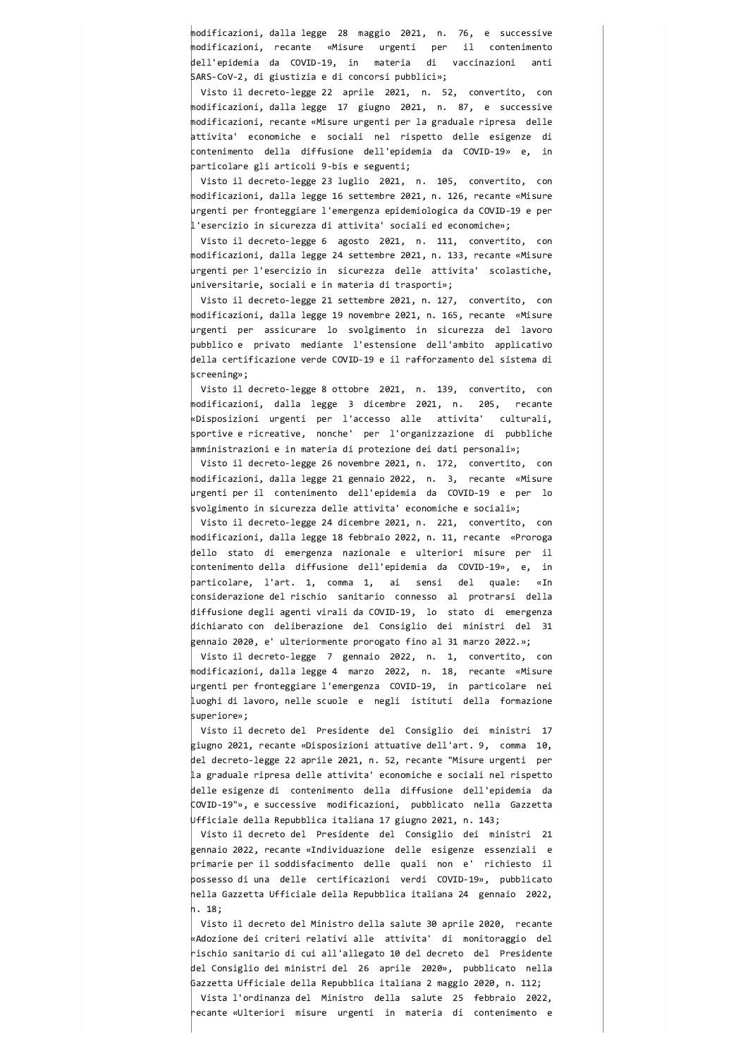modificazioni, dalla legge 28 maggio 2021, n. 76, e successive modificazioni, recante «Misure urgenti per il contenimento dell'epidemia da COVID-19, in materia di vaccinazioni anti SARS-CoV-2, di giustizia e di concorsi pubblici»;

Visto il decreto-legge 22 aprile 2021, n. 52, convertito, con modificazioni, dalla legge 17 giugno 2021, n. 87, e successive modificazioni, recante «Misure urgenti per la graduale ripresa delle attivita' economiche e sociali nel rispetto delle esigenze di contenimento della diffusione dell'epidemia da COVID-19» e, in particolare gli articoli 9-bis e seguenti;

Visto il decreto-legge 23 luglio 2021, n. 105, convertito, con modificazioni, dalla legge 16 settembre 2021, n. 126, recante «Misure urgenti per fronteggiare l'emergenza epidemiologica da COVID-19 e per l'esercizio in sicurezza di attivita' sociali ed economiche»;

Visto il decreto-legge 6 agosto 2021, n. 111, convertito, con modificazioni, dalla legge 24 settembre 2021, n. 133, recante «Misure urgenti per l'esercizio in sicurezza delle attivita' scolastiche, universitarie, sociali e in materia di trasporti»;

Visto il decreto-legge 21 settembre 2021, n. 127, convertito, con modificazioni, dalla legge 19 novembre 2021, n. 165, recante «Misure urgenti per assicurare lo svolgimento in sicurezza del lavoro pubblico e privato mediante l'estensione dell'ambito applicativo della certificazione verde COVID-19 e il rafforzamento del sistema di screening»;

Visto il decreto-legge 8 ottobre 2021, n. 139, convertito, con modificazioni, dalla legge 3 dicembre 2021, n. 205, recante «Disposizioni urgenti per l'accesso alle attivita' culturali, sportive e ricreative, nonche' per l'organizzazione di pubbliche amministrazioni e in materia di protezione dei dati personali»;

Visto il decreto-legge 26 novembre 2021, n. 172, convertito, con modificazioni, dalla legge 21 gennaio 2022, n. 3, recante «Misure urgenti per il contenimento dell'epidemia da COVID-19 e per lo svolgimento in sicurezza delle attivita' economiche e sociali»;

Visto il decreto-legge 24 dicembre 2021, n. 221, convertito, con modificazioni, dalla legge 18 febbraio 2022, n. 11, recante «Proroga dello stato di emergenza nazionale e ulteriori misure per il contenimento della diffusione dell'epidemia da COVID-19», e, in particolare, l'art. 1, comma 1, ai sensi del quale: «In considerazione del rischio sanitario connesso al protrarsi della diffusione degli agenti virali da COVID-19, lo stato di emergenza dichiarato con deliberazione del Consiglio dei ministri del 31 gennaio 2020, e' ulteriormente prorogato fino al 31 marzo 2022.»;

Visto il decreto-legge 7 gennaio 2022, n. 1, convertito, con modificazioni, dalla legge 4 marzo 2022, n. 18, recante «Misure urgenti per fronteggiare l'emergenza COVID-19, in particolare nei luoghi di lavoro, nelle scuole e negli istituti della formazione superiore»;

Visto il decreto del Presidente del Consiglio dei ministri 17 giugno 2021, recante «Disposizioni attuative dell'art. 9, comma 10, del decreto-legge 22 aprile 2021, n. 52, recante "Misure urgenti per la graduale ripresa delle attivita' economiche e sociali nel rispetto delle esigenze di contenimento della diffusione dell'epidemia da COVID-19"», e successive modificazioni, pubblicato nella Gazzetta Ufficiale della Repubblica italiana 17 giugno 2021, n. 143;

Visto il decreto del Presidente del Consiglio dei ministri 21 gennaio 2022, recante «Individuazione delle esigenze essenziali e primarie per il soddisfacimento delle quali non e' richiesto il possesso di una delle certificazioni verdi COVID-19», pubblicato nella Gazzetta Ufficiale della Repubblica italiana 24 gennaio 2022, n. 18;

Visto il decreto del Ministro della salute 30 aprile 2020, recante «Adozione dei criteri relativi alle attivita' di monitoraggio del rischio sanitario di cui all'allegato 10 del decreto del Presidente del Consiglio dei ministri del 26 aprile 2020», pubblicato nella Gazzetta Ufficiale della Repubblica italiana 2 maggio 2020, n. 112;

Vista l'ordinanza del Ministro della salute 25 febbraio 2022, recante «Ulteriori misure urgenti in materia di contenimento e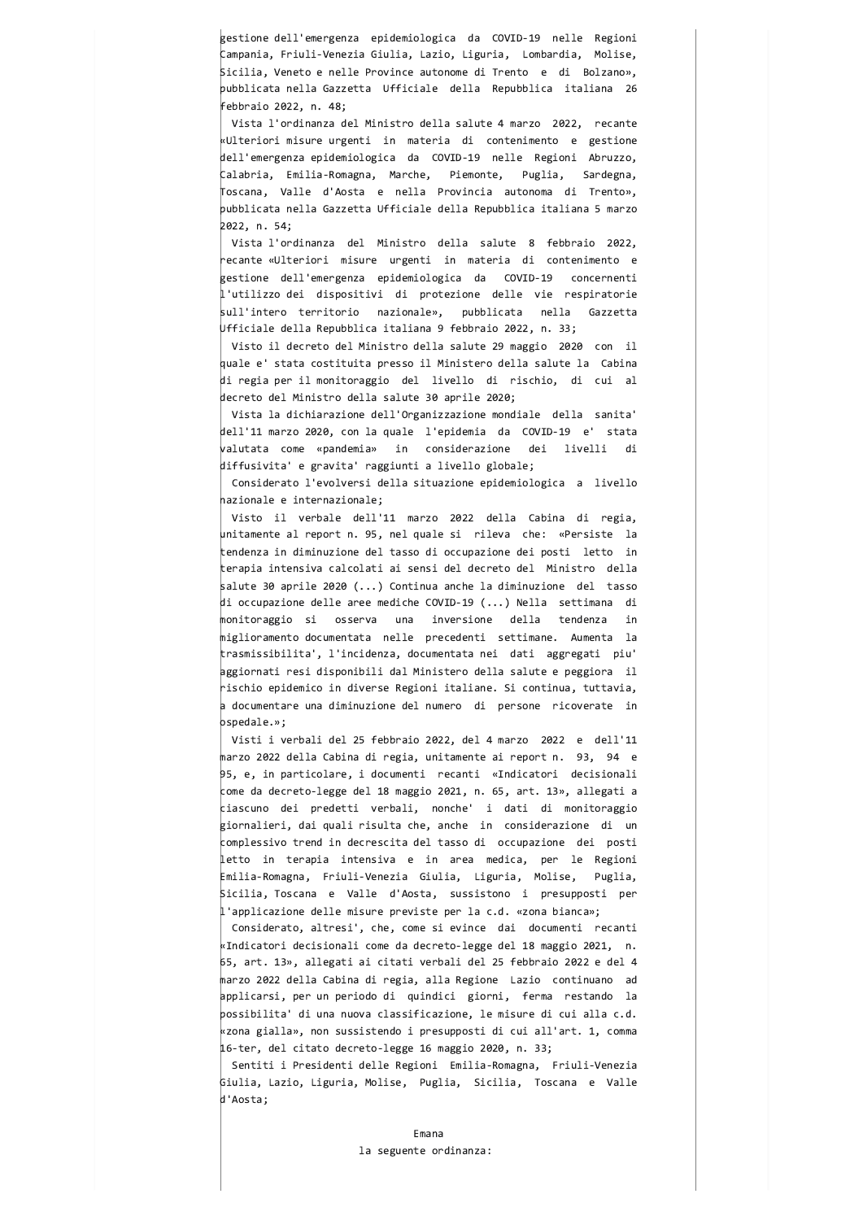gestione dell'emergenza epidemiologica da COVID-19 nelle Regioni Campania, Friuli-Venezia Giulia, Lazio, Liguria, Lombardia, Molise, Sicilia, Veneto e nelle Province autonome di Trento e di Bolzano», pubblicata nella Gazzetta Ufficiale della Repubblica italiana 26 febbraio 2022, n. 48;

Vista l'ordinanza del Ministro della salute 4 marzo 2022, recante «Ulteriori misure urgenti in materia di contenimento e gestione dell'emergenza epidemiologica da COVID-19 nelle Regioni Abruzzo, Calabria, Emilia-Romagna, Marche, Piemonte, Puglia, Sardegna, Toscana, Valle d'Aosta e nella Provincia autonoma di Trento», pubblicata nella Gazzetta Ufficiale della Repubblica italiana 5 marzo 2022, n. 54;

Vista l'ordinanza del Ministro della salute 8 febbraio 2022, recante «Ulteriori misure urgenti in materia di contenimento e gestione dell'emergenza epidemiologica da COVID-19 concernenti l'utilizzo dei dispositivi di protezione delle vie respiratorie sull'intero territorio nazionale», pubblicata nella Gazzetta Ufficiale della Repubblica italiana 9 febbraio 2022, n. 33;

Visto il decreto del Ministro della salute 29 maggio 2020 con il quale e' stata costituita presso il Ministero della salute la Cabina di regia per il monitoraggio del livello di rischio, di cui al decreto del Ministro della salute 30 aprile 2020;

Vista la dichiarazione dell'Organizzazione mondiale della sanita' dell'11 marzo 2020, con la quale l'epidemia da COVID-19 e' stata valutata come «pandemia» in considerazione dei livelli di diffusivita' e gravita' raggiunti a livello globale;

Considerato l'evolversi della situazione epidemiologica a livello nazionale e internazionale;

Visto il verbale dell'11 marzo 2022 della Cabina di regia, unitamente al report n. 95, nel quale si rileva che: «Persiste la tendenza in diminuzione del tasso di occupazione dei posti letto in terapia intensiva calcolati ai sensi del decreto del Ministro della salute 30 aprile 2020 (...) Continua anche la diminuzione del tasso di occupazione delle aree mediche COVID-19 (...) Nella settimana di monitoraggio si osserva una inversione della tendenza in miglioramento documentata nelle precedenti settimane. Aumenta la trasmissibilita', l'incidenza, documentata nei dati aggregati piu' aggiornati resi disponibili dal Ministero della salute e peggiora il rischio epidemico in diverse Regioni italiane. Si continua, tuttavia, a documentare una diminuzione del numero di persone ricoverate in ospedale.»;

Visti i verbali del 25 febbraio 2022, del 4 marzo 2022 e dell'11 marzo 2022 della Cabina di regia, unitamente ai report n. 93, 94 e 95, e, in particolare, i documenti recanti «Indicatori decisionali come da decreto-legge del 18 maggio 2021, n. 65, art. 13», allegati a ciascuno dei predetti verbali, nonche' i dati di monitoraggio giornalieri, dai quali risulta che, anche in considerazione di un complessivo trend in decrescita del tasso di occupazione dei posti letto in terapia intensiva e in area medica, per le Regioni Emilia-Romagna, Friuli-Venezia Giulia, Liguria, Molise, Puglia, Sicilia, Toscana e Valle d'Aosta, sussistono i presupposti per l'applicazione delle misure previste per la c.d. «zona bianca»;

Considerato, altresi', che, come si evince dai documenti recanti «Indicatori decisionali come da decreto-legge del 18 maggio 2021, n. 65, art. 13», allegati ai citati verbali del 25 febbraio 2022 e del 4 marzo 2022 della Cabina di regia, alla Regione Lazio continuano ad applicarsi, per un periodo di quindici giorni, ferma restando la possibilita' di una nuova classificazione, le misure di cui alla c.d. «zona gialla», non sussistendo i presupposti di cui all'art. 1, comma 16-ter, del citato decreto-legge 16 maggio 2020, n. 33;

Sentiti i Presidenti delle Regioni Emilia-Romagna, Friuli-Venezia Giulia, Lazio, Liguria, Molise, Puglia, Sicilia, Toscana e Valle d'Aosta;

Emana
la seguente ordinanza: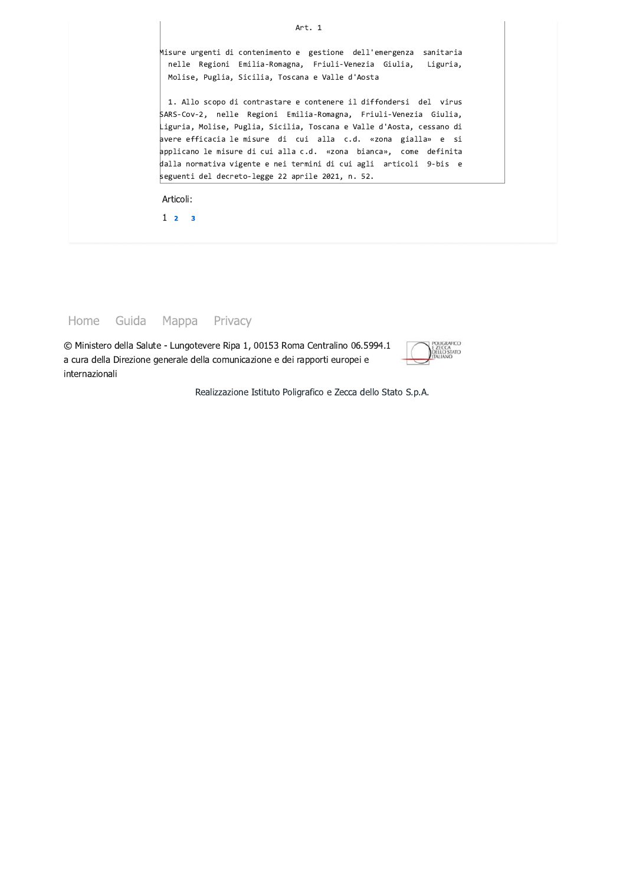Art. 1

Misure urgenti di contenimento e gestione dell'emergenza sanitaria nelle Regioni Emilia-Romagna, Friuli-Venezia Giulia, Liguria, Molise, Puglia, Sicilia, Toscana e Valle d'Aosta

1. Allo scopo di contrastare e contenere il diffondersi del virus SARS-Cov-2, nelle Regioni Emilia-Romagna, Friuli-Venezia Giulia, Liguria, Molise, Puglia, Sicilia, Toscana e Valle d'Aosta, cessano di avere efficacia le misure di cui alla c.d. «zona gialla» e si applicano le misure di cui alla c.d. «zona bianca», come definita dalla normativa vigente e nei termini di cui agli articoli 9-bis e seguenti del decreto-legge 22 aprile 2021, n. 52.

Articoli:

1 2 3

Home Guida Mappa Privacy

© Ministero della Salute - Lungotevere Ripa 1, 00153 Roma Centralino 06.5994.1
a cura della Direzione generale della comunicazione e dei rapporti europei e internazionali

Realizzazione Istituto Poligrafico e Zecca dello Stato S.p.A.